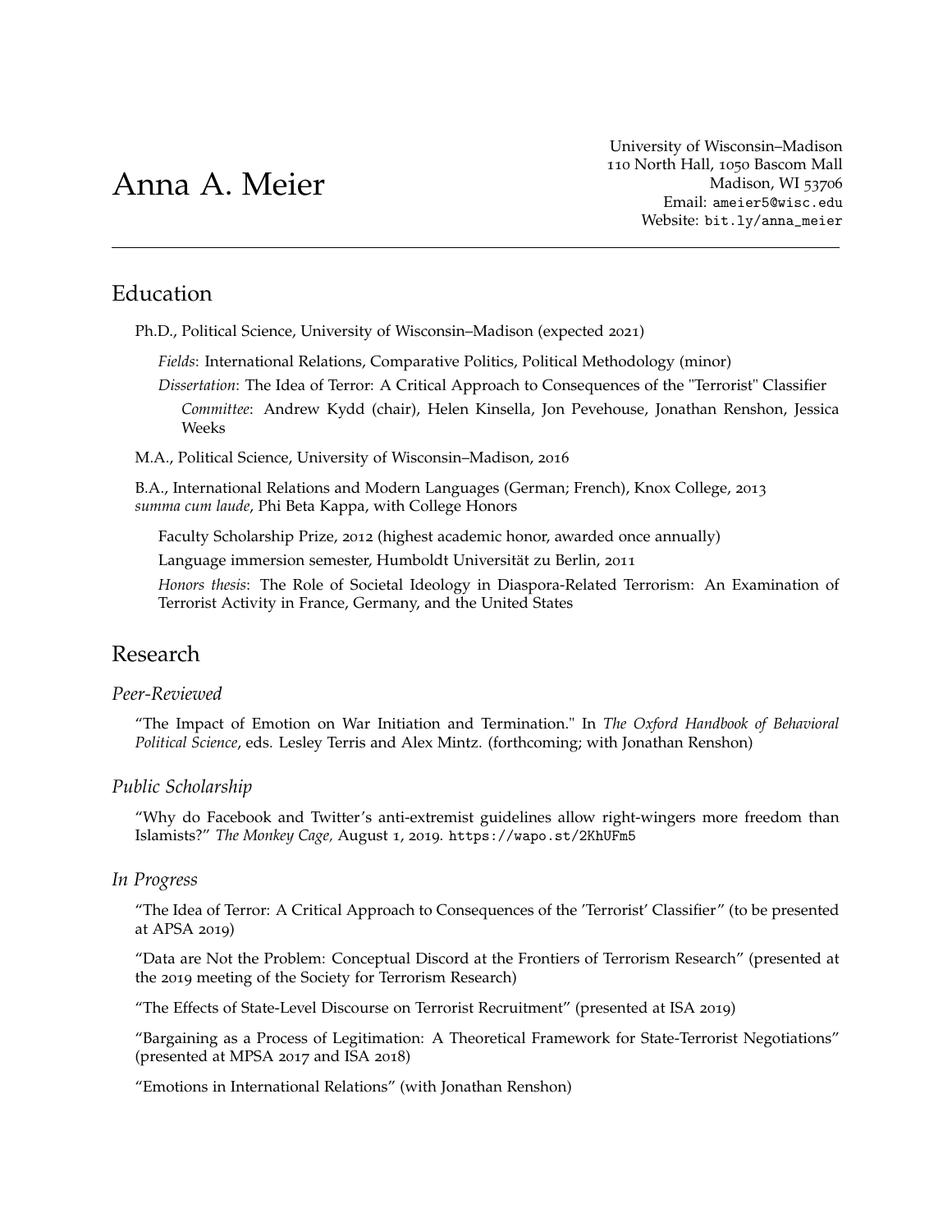# Anna A. Meier

University of Wisconsin–Madison
110 North Hall, 1050 Bascom Mall
Madison, WI 53706
Email: ameier5@wisc.edu
Website: bit.ly/anna_meier

---

## Education

Ph.D., Political Science, University of Wisconsin–Madison (expected 2021)

*Fields*: International Relations, Comparative Politics, Political Methodology (minor)

*Dissertation*: The Idea of Terror: A Critical Approach to Consequences of the "Terrorist" Classifier

*Committee*: Andrew Kydd (chair), Helen Kinsella, Jon Pevehouse, Jonathan Renshon, Jessica Weeks

M.A., Political Science, University of Wisconsin–Madison, 2016

B.A., International Relations and Modern Languages (German; French), Knox College, 2013
*summa cum laude*, Phi Beta Kappa, with College Honors

Faculty Scholarship Prize, 2012 (highest academic honor, awarded once annually)

Language immersion semester, Humboldt Universität zu Berlin, 2011

*Honors thesis*: The Role of Societal Ideology in Diaspora-Related Terrorism: An Examination of Terrorist Activity in France, Germany, and the United States

## Research

### *Peer-Reviewed*

"The Impact of Emotion on War Initiation and Termination." In *The Oxford Handbook of Behavioral Political Science*, eds. Lesley Terris and Alex Mintz. (forthcoming; with Jonathan Renshon)

### *Public Scholarship*

"Why do Facebook and Twitter's anti-extremist guidelines allow right-wingers more freedom than Islamists?" *The Monkey Cage,* August 1, 2019. https://wapo.st/2KhUFm5

### *In Progress*

"The Idea of Terror: A Critical Approach to Consequences of the 'Terrorist' Classifier" (to be presented at APSA 2019)

"Data are Not the Problem: Conceptual Discord at the Frontiers of Terrorism Research" (presented at the 2019 meeting of the Society for Terrorism Research)

"The Effects of State-Level Discourse on Terrorist Recruitment" (presented at ISA 2019)

"Bargaining as a Process of Legitimation: A Theoretical Framework for State-Terrorist Negotiations" (presented at MPSA 2017 and ISA 2018)

"Emotions in International Relations" (with Jonathan Renshon)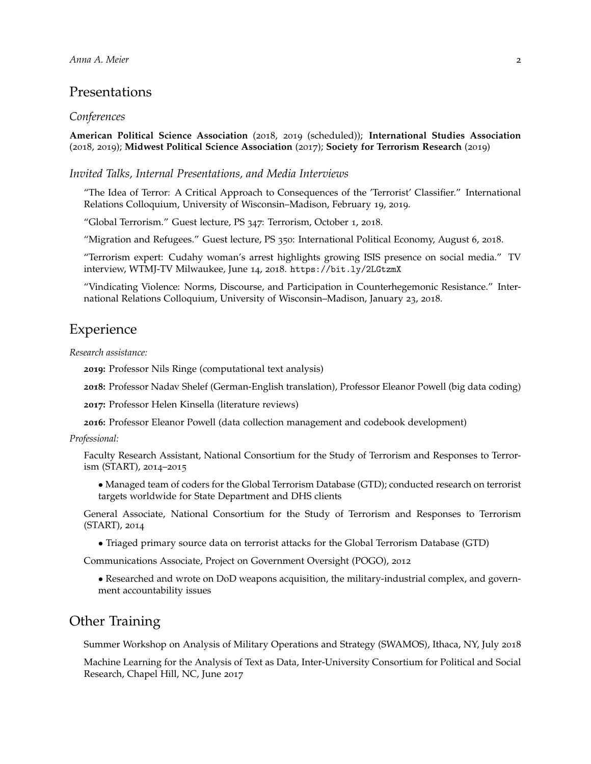## Presentations

### *Conferences*

**American Political Science Association** (2018, 2019 (scheduled)); **International Studies Association** (2018, 2019); **Midwest Political Science Association** (2017); **Society for Terrorism Research** (2019)

### *Invited Talks, Internal Presentations, and Media Interviews*

"The Idea of Terror: A Critical Approach to Consequences of the 'Terrorist' Classifier." International Relations Colloquium, University of Wisconsin–Madison, February 19, 2019.

"Global Terrorism." Guest lecture, PS 347: Terrorism, October 1, 2018.

"Migration and Refugees." Guest lecture, PS 350: International Political Economy, August 6, 2018.

"Terrorism expert: Cudahy woman's arrest highlights growing ISIS presence on social media." TV interview, WTMJ-TV Milwaukee, June 14, 2018. `https://bit.ly/2LGtzmX`

"Vindicating Violence: Norms, Discourse, and Participation in Counterhegemonic Resistance." International Relations Colloquium, University of Wisconsin–Madison, January 23, 2018.

## Experience

*Research assistance:*

**2019:** Professor Nils Ringe (computational text analysis)

**2018:** Professor Nadav Shelef (German-English translation), Professor Eleanor Powell (big data coding)

**2017:** Professor Helen Kinsella (literature reviews)

**2016:** Professor Eleanor Powell (data collection management and codebook development)

*Professional:*

Faculty Research Assistant, National Consortium for the Study of Terrorism and Responses to Terrorism (START), 2014–2015

- Managed team of coders for the Global Terrorism Database (GTD); conducted research on terrorist targets worldwide for State Department and DHS clients

General Associate, National Consortium for the Study of Terrorism and Responses to Terrorism (START), 2014

- Triaged primary source data on terrorist attacks for the Global Terrorism Database (GTD)

Communications Associate, Project on Government Oversight (POGO), 2012

- Researched and wrote on DoD weapons acquisition, the military-industrial complex, and government accountability issues

## Other Training

Summer Workshop on Analysis of Military Operations and Strategy (SWAMOS), Ithaca, NY, July 2018

Machine Learning for the Analysis of Text as Data, Inter-University Consortium for Political and Social Research, Chapel Hill, NC, June 2017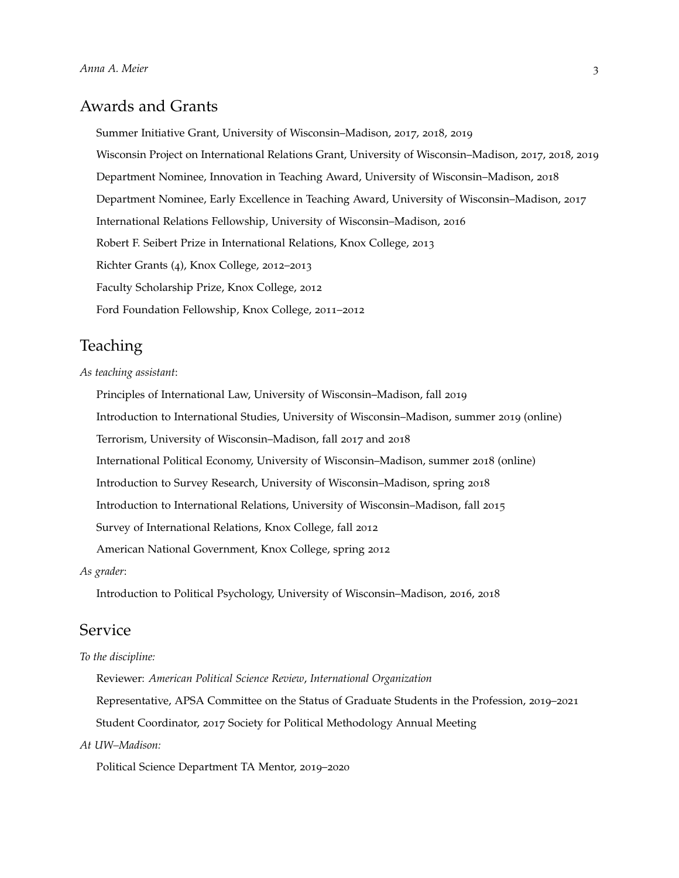## Awards and Grants

Summer Initiative Grant, University of Wisconsin–Madison, 2017, 2018, 2019

Wisconsin Project on International Relations Grant, University of Wisconsin–Madison, 2017, 2018, 2019

Department Nominee, Innovation in Teaching Award, University of Wisconsin–Madison, 2018

Department Nominee, Early Excellence in Teaching Award, University of Wisconsin–Madison, 2017

International Relations Fellowship, University of Wisconsin–Madison, 2016

Robert F. Seibert Prize in International Relations, Knox College, 2013

Richter Grants (4), Knox College, 2012–2013

Faculty Scholarship Prize, Knox College, 2012

Ford Foundation Fellowship, Knox College, 2011–2012

## Teaching

*As teaching assistant*:

Principles of International Law, University of Wisconsin–Madison, fall 2019

Introduction to International Studies, University of Wisconsin–Madison, summer 2019 (online)

Terrorism, University of Wisconsin–Madison, fall 2017 and 2018

International Political Economy, University of Wisconsin–Madison, summer 2018 (online)

Introduction to Survey Research, University of Wisconsin–Madison, spring 2018

Introduction to International Relations, University of Wisconsin–Madison, fall 2015

Survey of International Relations, Knox College, fall 2012

American National Government, Knox College, spring 2012

*As grader*:

Introduction to Political Psychology, University of Wisconsin–Madison, 2016, 2018

## Service

*To the discipline:*

Reviewer: *American Political Science Review*, *International Organization*

Representative, APSA Committee on the Status of Graduate Students in the Profession, 2019–2021

Student Coordinator, 2017 Society for Political Methodology Annual Meeting

*At UW–Madison:*

Political Science Department TA Mentor, 2019–2020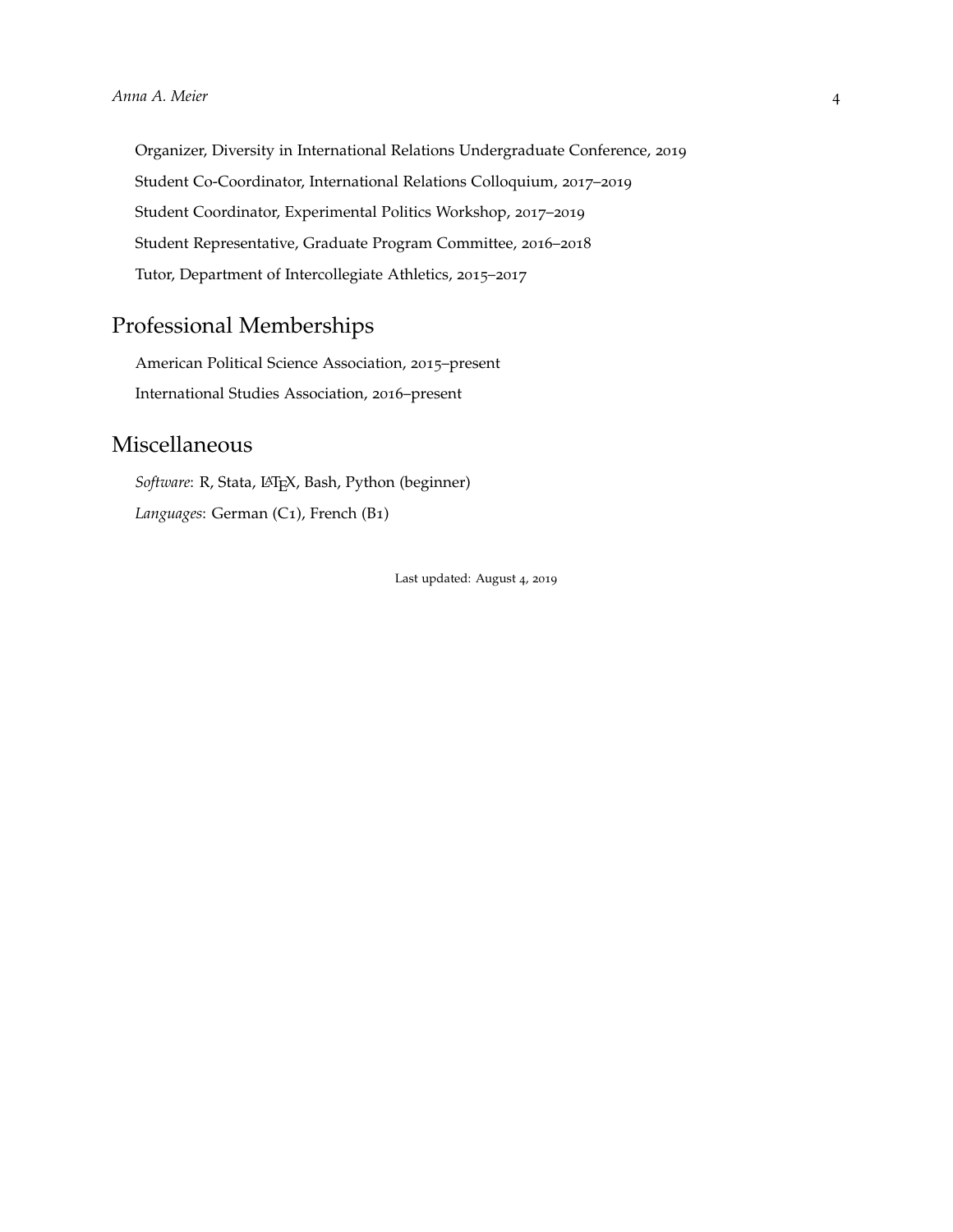Organizer, Diversity in International Relations Undergraduate Conference, 2019

Student Co-Coordinator, International Relations Colloquium, 2017–2019

Student Coordinator, Experimental Politics Workshop, 2017–2019

Student Representative, Graduate Program Committee, 2016–2018

Tutor, Department of Intercollegiate Athletics, 2015–2017

## Professional Memberships

American Political Science Association, 2015–present

International Studies Association, 2016–present

## Miscellaneous

*Software*: R, Stata, LaTeX, Bash, Python (beginner)

*Languages*: German (C1), French (B1)

Last updated: August 4, 2019